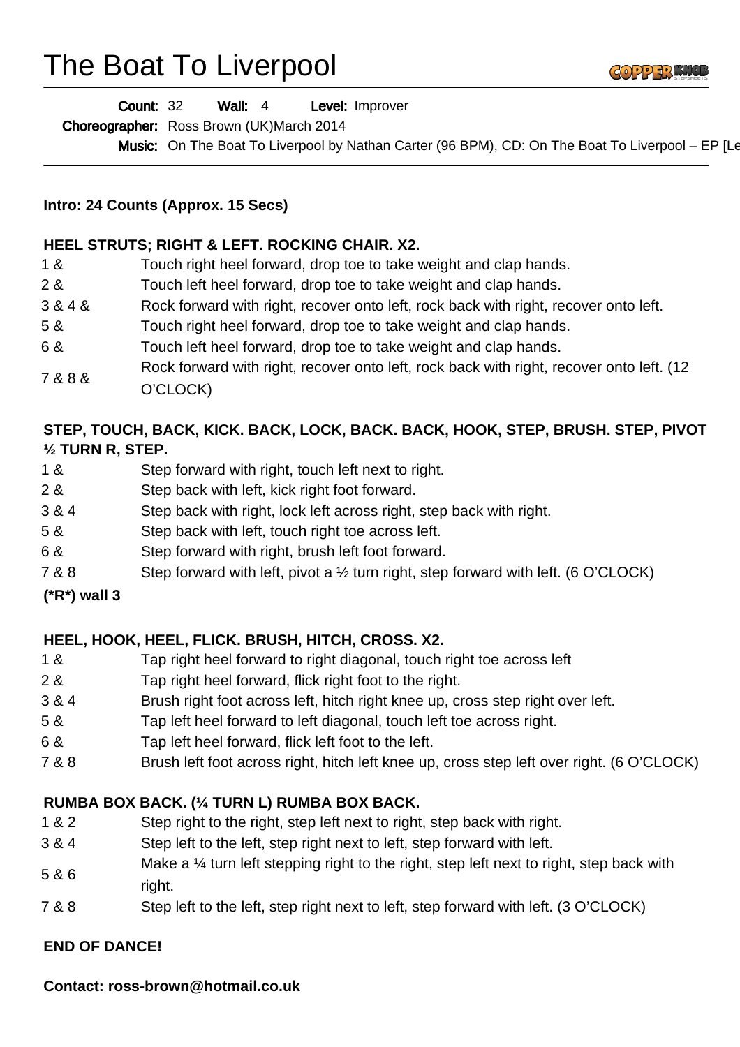# The Boat To Liverpool

**Count:** 32 **Wall:** 4 **Level:** Improver

**Choreographer:** Ross Brown (UK)March 2014

**Music:** On The Boat To Liverpool by Nathan Carter (96 BPM), CD: On The Boat To Liverpool – EP [Le

**Intro: 24 Counts (Approx. 15 Secs)**

### HEEL STRUTS; RIGHT & LEFT. ROCKING CHAIR. X2.

| | |
|---|---|
| 1 & | Touch right heel forward, drop toe to take weight and clap hands. |
| 2 & | Touch left heel forward, drop toe to take weight and clap hands. |
| 3 & 4 & | Rock forward with right, recover onto left, rock back with right, recover onto left. |
| 5 & | Touch right heel forward, drop toe to take weight and clap hands. |
| 6 & | Touch left heel forward, drop toe to take weight and clap hands. |
| 7 & 8 & | Rock forward with right, recover onto left, rock back with right, recover onto left. (12 O'CLOCK) |

### STEP, TOUCH, BACK, KICK. BACK, LOCK, BACK. BACK, HOOK, STEP, BRUSH. STEP, PIVOT ½ TURN R, STEP.

| | |
|---|---|
| 1 & | Step forward with right, touch left next to right. |
| 2 & | Step back with left, kick right foot forward. |
| 3 & 4 | Step back with right, lock left across right, step back with right. |
| 5 & | Step back with left, touch right toe across left. |
| 6 & | Step forward with right, brush left foot forward. |
| 7 & 8 | Step forward with left, pivot a ½ turn right, step forward with left. (6 O'CLOCK) |

**(*R*) wall 3**

### HEEL, HOOK, HEEL, FLICK. BRUSH, HITCH, CROSS. X2.

| | |
|---|---|
| 1 & | Tap right heel forward to right diagonal, touch right toe across left |
| 2 & | Tap right heel forward, flick right foot to the right. |
| 3 & 4 | Brush right foot across left, hitch right knee up, cross step right over left. |
| 5 & | Tap left heel forward to left diagonal, touch left toe across right. |
| 6 & | Tap left heel forward, flick left foot to the left. |
| 7 & 8 | Brush left foot across right, hitch left knee up, cross step left over right. (6 O'CLOCK) |

### RUMBA BOX BACK. (¼ TURN L) RUMBA BOX BACK.

| | |
|---|---|
| 1 & 2 | Step right to the right, step left next to right, step back with right. |
| 3 & 4 | Step left to the left, step right next to left, step forward with left. |
| 5 & 6 | Make a ¼ turn left stepping right to the right, step left next to right, step back with right. |
| 7 & 8 | Step left to the left, step right next to left, step forward with left. (3 O'CLOCK) |

**END OF DANCE!**

**Contact: ross-brown@hotmail.co.uk**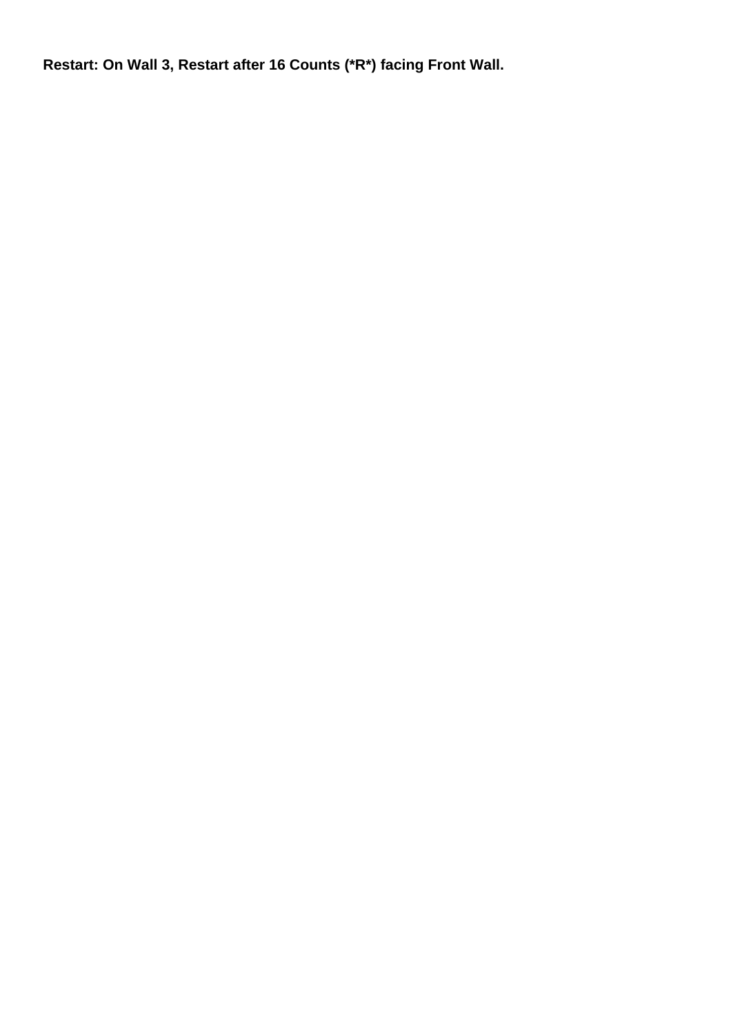**Restart: On Wall 3, Restart after 16 Counts (*R*) facing Front Wall.**